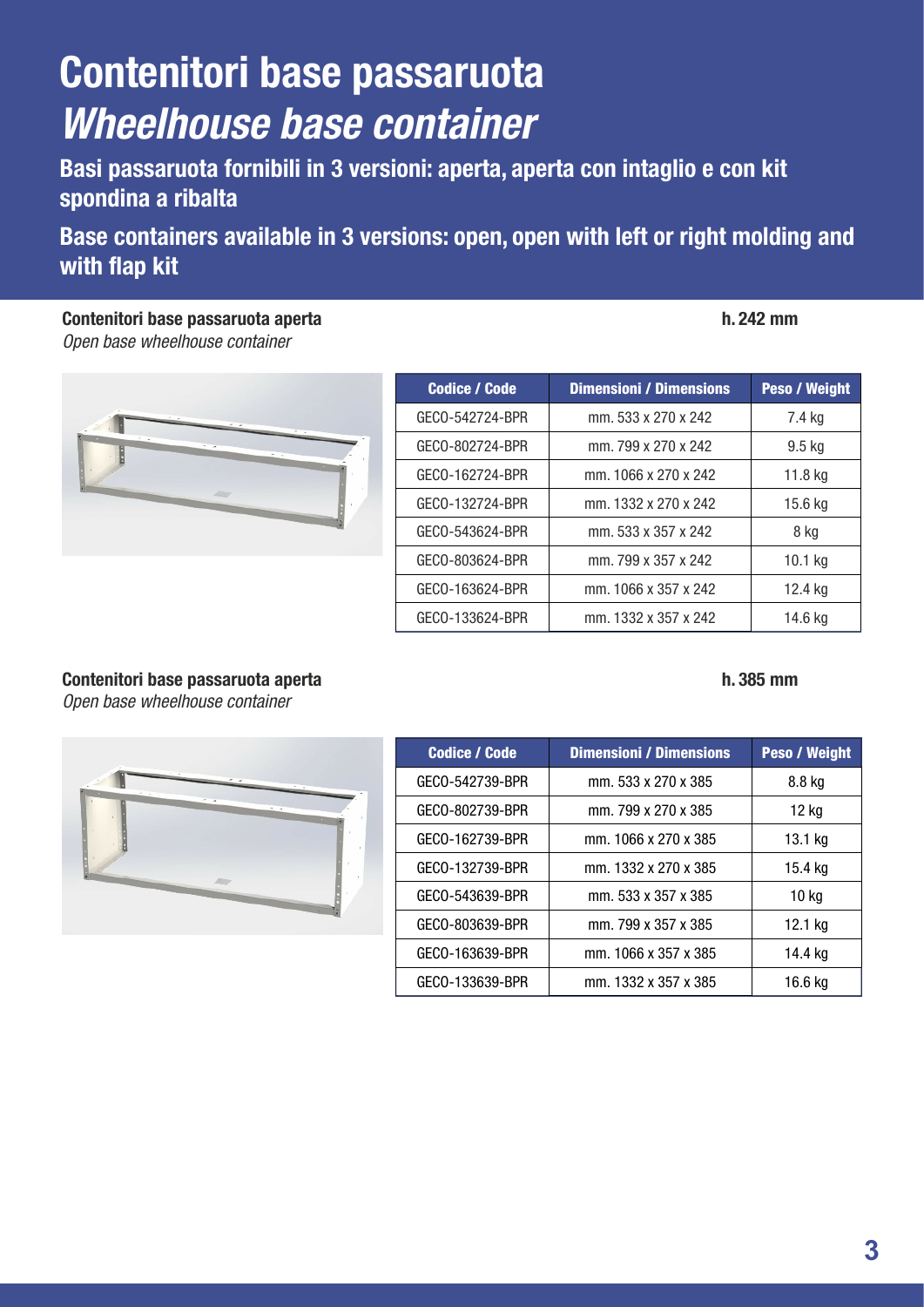# Contenitori base passaruota

# *Wheelhouse base container*

**Basi passaruota fornibili in 3 versioni: aperta, aperta con intaglio e con kit spondina a ribalta**

**Base containers available in 3 versions: open, open with left or right molding and with flap kit**

**Contenitori base passaruota aperta** **h. 242 mm**

*Open base wheelhouse container*

| Codice / Code | Dimensioni / Dimensions | Peso / Weight |
|---|---|---|
| GECO-542724-BPR | mm. 533 x 270 x 242 | 7.4 kg |
| GECO-802724-BPR | mm. 799 x 270 x 242 | 9.5 kg |
| GECO-162724-BPR | mm. 1066 x 270 x 242 | 11.8 kg |
| GECO-132724-BPR | mm. 1332 x 270 x 242 | 15.6 kg |
| GECO-543624-BPR | mm. 533 x 357 x 242 | 8 kg |
| GECO-803624-BPR | mm. 799 x 357 x 242 | 10.1 kg |
| GECO-163624-BPR | mm. 1066 x 357 x 242 | 12.4 kg |
| GECO-133624-BPR | mm. 1332 x 357 x 242 | 14.6 kg |

**Contenitori base passaruota aperta** **h. 385 mm**

*Open base wheelhouse container*

| Codice / Code | Dimensioni / Dimensions | Peso / Weight |
|---|---|---|
| GECO-542739-BPR | mm. 533 x 270 x 385 | 8.8 kg |
| GECO-802739-BPR | mm. 799 x 270 x 385 | 12 kg |
| GECO-162739-BPR | mm. 1066 x 270 x 385 | 13.1 kg |
| GECO-132739-BPR | mm. 1332 x 270 x 385 | 15.4 kg |
| GECO-543639-BPR | mm. 533 x 357 x 385 | 10 kg |
| GECO-803639-BPR | mm. 799 x 357 x 385 | 12.1 kg |
| GECO-163639-BPR | mm. 1066 x 357 x 385 | 14.4 kg |
| GECO-133639-BPR | mm. 1332 x 357 x 385 | 16.6 kg |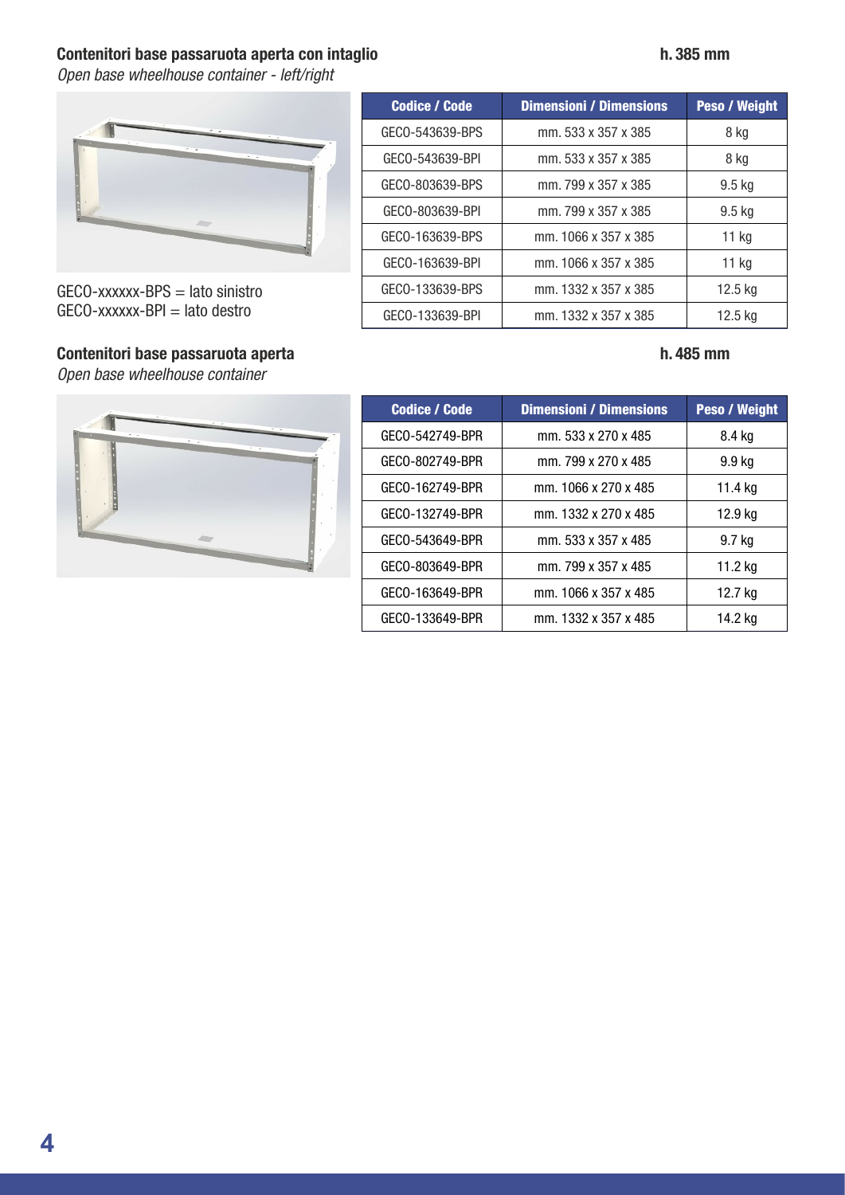## Contenitori base passaruota aperta con intaglio

**h. 385 mm**

*Open base wheelhouse container - left/right*

GECO-xxxxxx-BPS = lato sinistro
GECO-xxxxxx-BPI = lato destro

| Codice / Code | Dimensioni / Dimensions | Peso / Weight |
|---|---|---|
| GECO-543639-BPS | mm. 533 x 357 x 385 | 8 kg |
| GECO-543639-BPI | mm. 533 x 357 x 385 | 8 kg |
| GECO-803639-BPS | mm. 799 x 357 x 385 | 9.5 kg |
| GECO-803639-BPI | mm. 799 x 357 x 385 | 9.5 kg |
| GECO-163639-BPS | mm. 1066 x 357 x 385 | 11 kg |
| GECO-163639-BPI | mm. 1066 x 357 x 385 | 11 kg |
| GECO-133639-BPS | mm. 1332 x 357 x 385 | 12.5 kg |
| GECO-133639-BPI | mm. 1332 x 357 x 385 | 12.5 kg |

## Contenitori base passaruota aperta

**h. 485 mm**

*Open base wheelhouse container*

| Codice / Code | Dimensioni / Dimensions | Peso / Weight |
|---|---|---|
| GECO-542749-BPR | mm. 533 x 270 x 485 | 8.4 kg |
| GECO-802749-BPR | mm. 799 x 270 x 485 | 9.9 kg |
| GECO-162749-BPR | mm. 1066 x 270 x 485 | 11.4 kg |
| GECO-132749-BPR | mm. 1332 x 270 x 485 | 12.9 kg |
| GECO-543649-BPR | mm. 533 x 357 x 485 | 9.7 kg |
| GECO-803649-BPR | mm. 799 x 357 x 485 | 11.2 kg |
| GECO-163649-BPR | mm. 1066 x 357 x 485 | 12.7 kg |
| GECO-133649-BPR | mm. 1332 x 357 x 485 | 14.2 kg |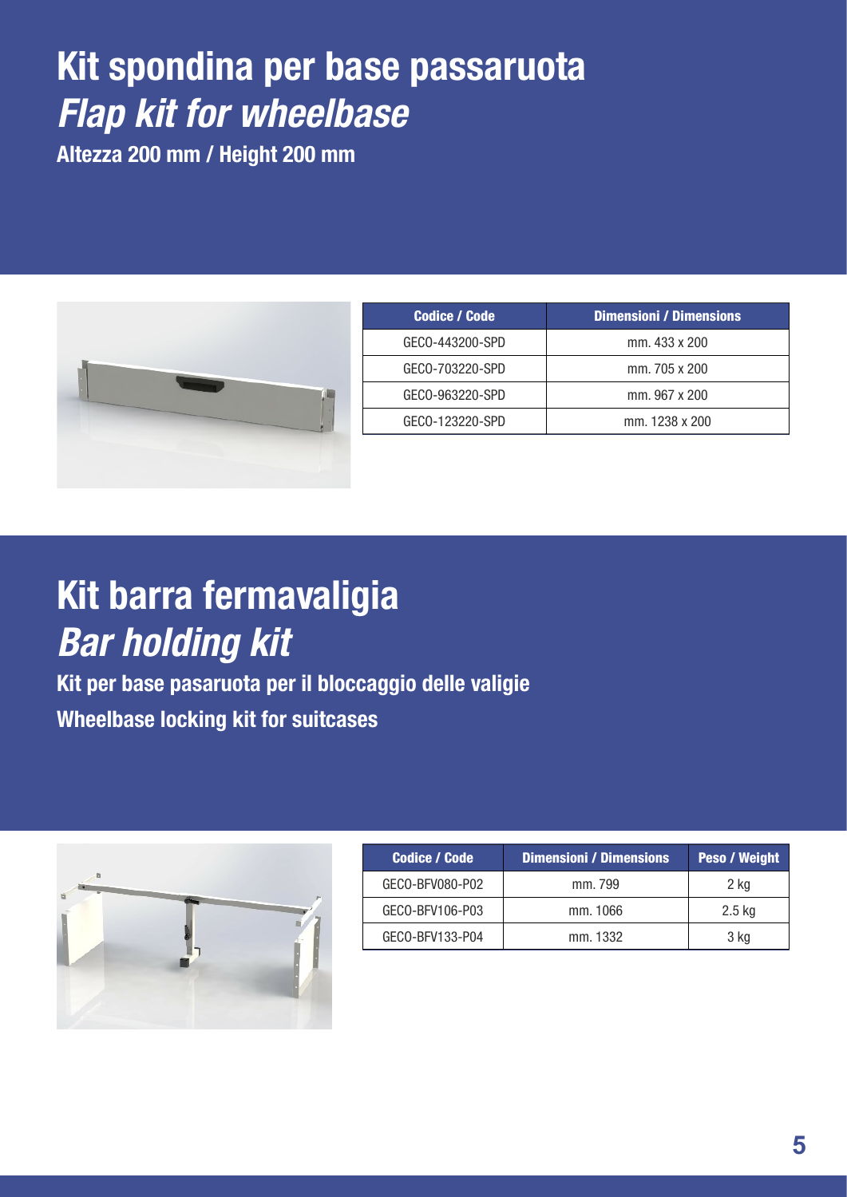# Kit spondina per base passaruota

## *Flap kit for wheelbase*

**Altezza 200 mm / Height 200 mm**

| Codice / Code | Dimensioni / Dimensions |
|---|---|
| GECO-443200-SPD | mm. 433 x 200 |
| GECO-703220-SPD | mm. 705 x 200 |
| GECO-963220-SPD | mm. 967 x 200 |
| GECO-123220-SPD | mm. 1238 x 200 |

# Kit barra fermavaligia

## *Bar holding kit*

**Kit per base pasaruota per il bloccaggio delle valigie**

**Wheelbase locking kit for suitcases**

| Codice / Code | Dimensioni / Dimensions | Peso / Weight |
|---|---|---|
| GECO-BFV080-P02 | mm. 799 | 2 kg |
| GECO-BFV106-P03 | mm. 1066 | 2.5 kg |
| GECO-BFV133-P04 | mm. 1332 | 3 kg |